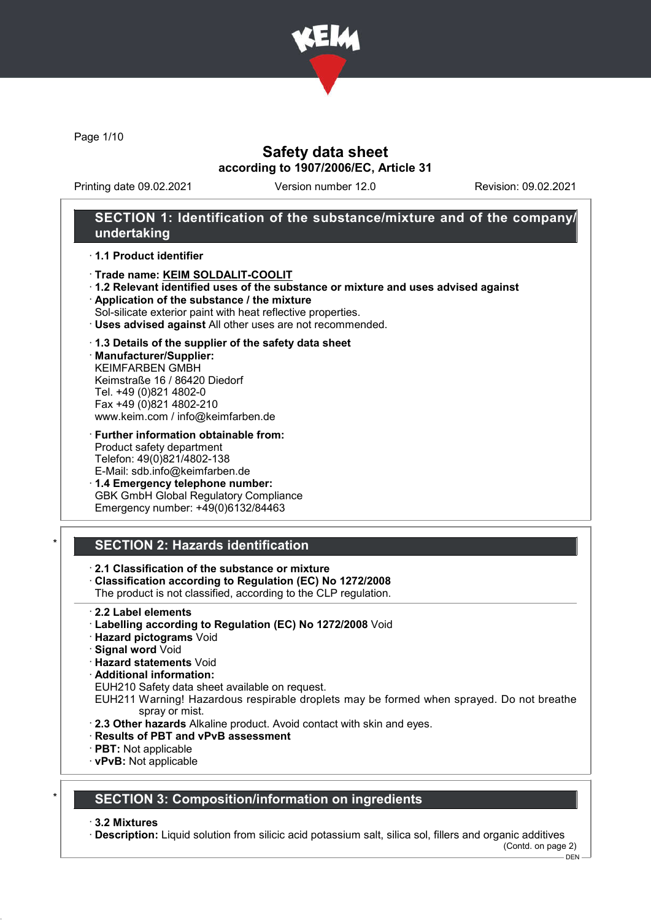# Safety data sheet
## according to 1907/2006/EC, Article 31

Printing date 09.02.2021 | Version number 12.0 | Revision: 09.02.2021

## SECTION 1: Identification of the substance/mixture and of the company/undertaking

· **1.1 Product identifier**

· **Trade name: KEIM SOLDALIT-COOLIT**

· **1.2 Relevant identified uses of the substance or mixture and uses advised against**

· **Application of the substance / the mixture**
Sol-silicate exterior paint with heat reflective properties.

· **Uses advised against** All other uses are not recommended.

· **1.3 Details of the supplier of the safety data sheet**

· **Manufacturer/Supplier:**
KEIMFARBEN GMBH
Keimstraße 16 / 86420 Diedorf
Tel. +49 (0)821 4802-0
Fax +49 (0)821 4802-210
www.keim.com / info@keimfarben.de

· **Further information obtainable from:**
Product safety department
Telefon: 49(0)821/4802-138
E-Mail: sdb.info@keimfarben.de

· **1.4 Emergency telephone number:**
GBK GmbH Global Regulatory Compliance
Emergency number: +49(0)6132/84463

## * SECTION 2: Hazards identification

· **2.1 Classification of the substance or mixture**

· **Classification according to Regulation (EC) No 1272/2008**
The product is not classified, according to the CLP regulation.

· **2.2 Label elements**

· **Labelling according to Regulation (EC) No 1272/2008** Void

· **Hazard pictograms** Void

· **Signal word** Void

· **Hazard statements** Void

· **Additional information:**
EUH210 Safety data sheet available on request.
EUH211 Warning! Hazardous respirable droplets may be formed when sprayed. Do not breathe spray or mist.

· **2.3 Other hazards** Alkaline product. Avoid contact with skin and eyes.

· **Results of PBT and vPvB assessment**

· **PBT:** Not applicable

· **vPvB:** Not applicable

## * SECTION 3: Composition/information on ingredients

· **3.2 Mixtures**

· **Description:** Liquid solution from silicic acid potassium salt, silica sol, fillers and organic additives

(Contd. on page 2)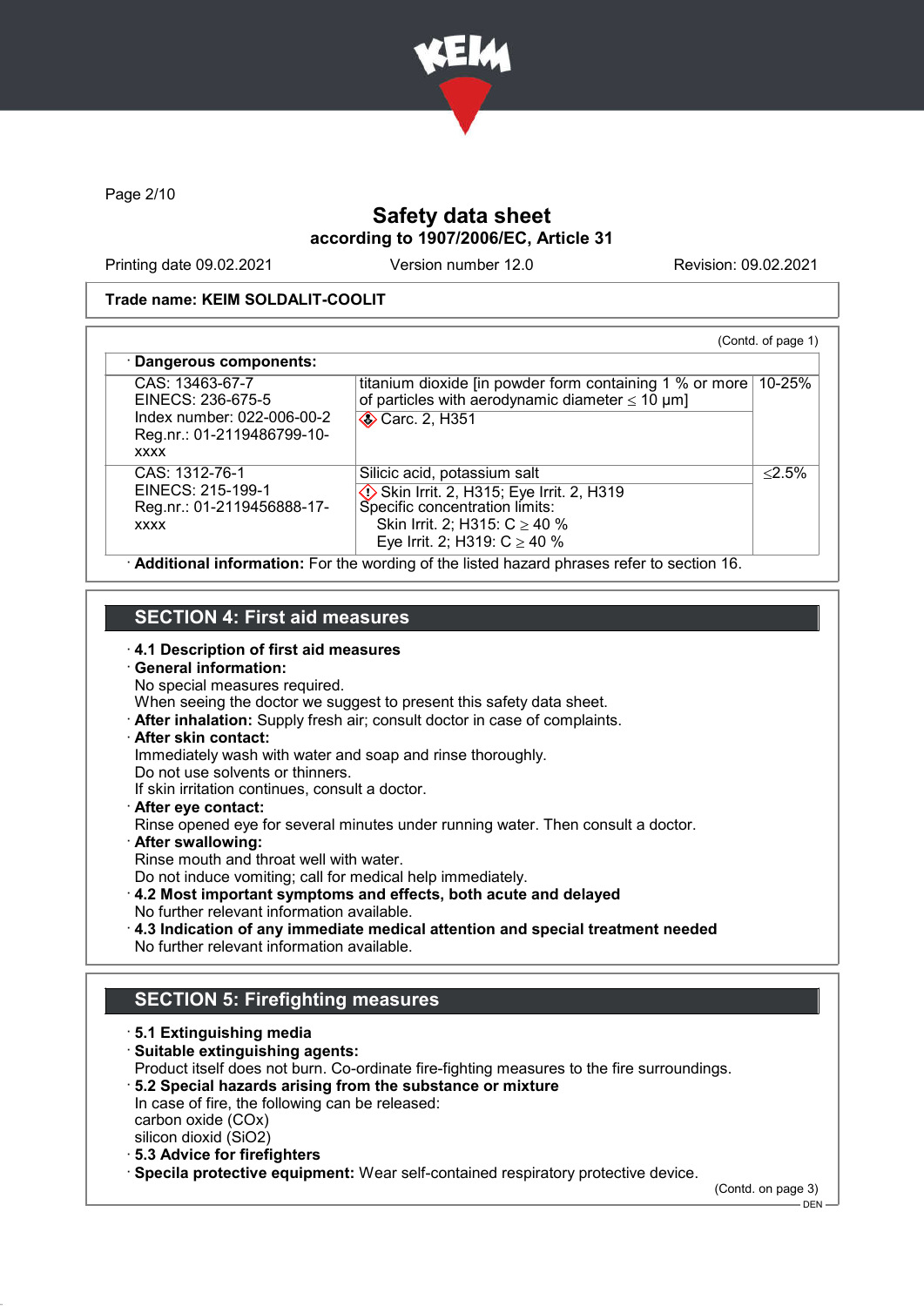Safety data sheet
according to 1907/2006/EC, Article 31

Printing date 09.02.2021 Version number 12.0 Revision: 09.02.2021

**Trade name: KEIM SOLDALIT-COOLIT**

(Contd. of page 1)

· **Dangerous components:**

| | | |
|---|---|---|
| CAS: 13463-67-7<br>EINECS: 236-675-5<br>Index number: 022-006-00-2<br>Reg.nr.: 01-2119486799-10-xxxx | titanium dioxide [in powder form containing 1 % or more of particles with aerodynamic diameter ≤ 10 μm]<br>Carc. 2, H351 | 10-25% |
| CAS: 1312-76-1<br>EINECS: 215-199-1<br>Reg.nr.: 01-2119456888-17-xxxx | Silicic acid, potassium salt<br>Skin Irrit. 2, H315; Eye Irrit. 2, H319<br>Specific concentration limits:<br>Skin Irrit. 2; H315: C ≥ 40 %<br>Eye Irrit. 2; H319: C ≥ 40 % | ≤2.5% |

· **Additional information:** For the wording of the listed hazard phrases refer to section 16.

## SECTION 4: First aid measures

· **4.1 Description of first aid measures**
· **General information:**
No special measures required.
When seeing the doctor we suggest to present this safety data sheet.
· **After inhalation:** Supply fresh air; consult doctor in case of complaints.
· **After skin contact:**
Immediately wash with water and soap and rinse thoroughly.
Do not use solvents or thinners.
If skin irritation continues, consult a doctor.
· **After eye contact:**
Rinse opened eye for several minutes under running water. Then consult a doctor.
· **After swallowing:**
Rinse mouth and throat well with water.
Do not induce vomiting; call for medical help immediately.
· **4.2 Most important symptoms and effects, both acute and delayed**
No further relevant information available.
· **4.3 Indication of any immediate medical attention and special treatment needed**
No further relevant information available.

## SECTION 5: Firefighting measures

· **5.1 Extinguishing media**
· **Suitable extinguishing agents:**
Product itself does not burn. Co-ordinate fire-fighting measures to the fire surroundings.
· **5.2 Special hazards arising from the substance or mixture**
In case of fire, the following can be released:
carbon oxide (COx)
silicon dioxid ($SiO_2$)
· **5.3 Advice for firefighters**
· **Specila protective equipment:** Wear self-contained respiratory protective device.

(Contd. on page 3)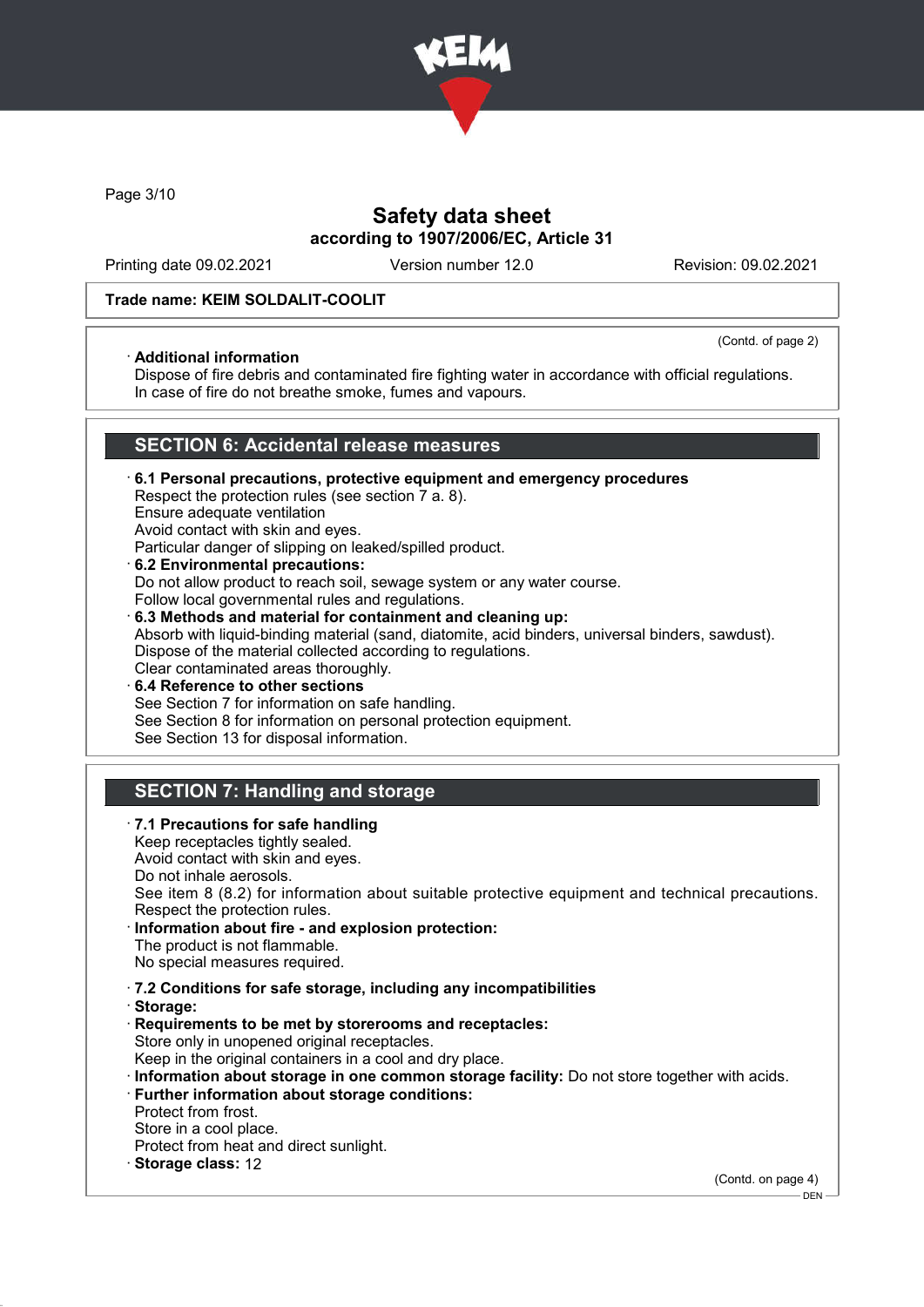Trade name: KEIM SOLDALIT-COOLIT

(Contd. of page 2)

· **Additional information**
Dispose of fire debris and contaminated fire fighting water in accordance with official regulations.
In case of fire do not breathe smoke, fumes and vapours.

## SECTION 6: Accidental release measures

· **6.1 Personal precautions, protective equipment and emergency procedures**
Respect the protection rules (see section 7 a. 8).
Ensure adequate ventilation
Avoid contact with skin and eyes.
Particular danger of slipping on leaked/spilled product.

· **6.2 Environmental precautions:**
Do not allow product to reach soil, sewage system or any water course.
Follow local governmental rules and regulations.

· **6.3 Methods and material for containment and cleaning up:**
Absorb with liquid-binding material (sand, diatomite, acid binders, universal binders, sawdust).
Dispose of the material collected according to regulations.
Clear contaminated areas thoroughly.

· **6.4 Reference to other sections**
See Section 7 for information on safe handling.
See Section 8 for information on personal protection equipment.
See Section 13 for disposal information.

## SECTION 7: Handling and storage

· **7.1 Precautions for safe handling**
Keep receptacles tightly sealed.
Avoid contact with skin and eyes.
Do not inhale aerosols.
See item 8 (8.2) for information about suitable protective equipment and technical precautions.
Respect the protection rules.

· **Information about fire - and explosion protection:**
The product is not flammable.
No special measures required.

· **7.2 Conditions for safe storage, including any incompatibilities**
· **Storage:**
· **Requirements to be met by storerooms and receptacles:**
Store only in unopened original receptacles.
Keep in the original containers in a cool and dry place.
· **Information about storage in one common storage facility:** Do not store together with acids.
· **Further information about storage conditions:**
Protect from frost.
Store in a cool place.
Protect from heat and direct sunlight.
· **Storage class:** 12

(Contd. on page 4)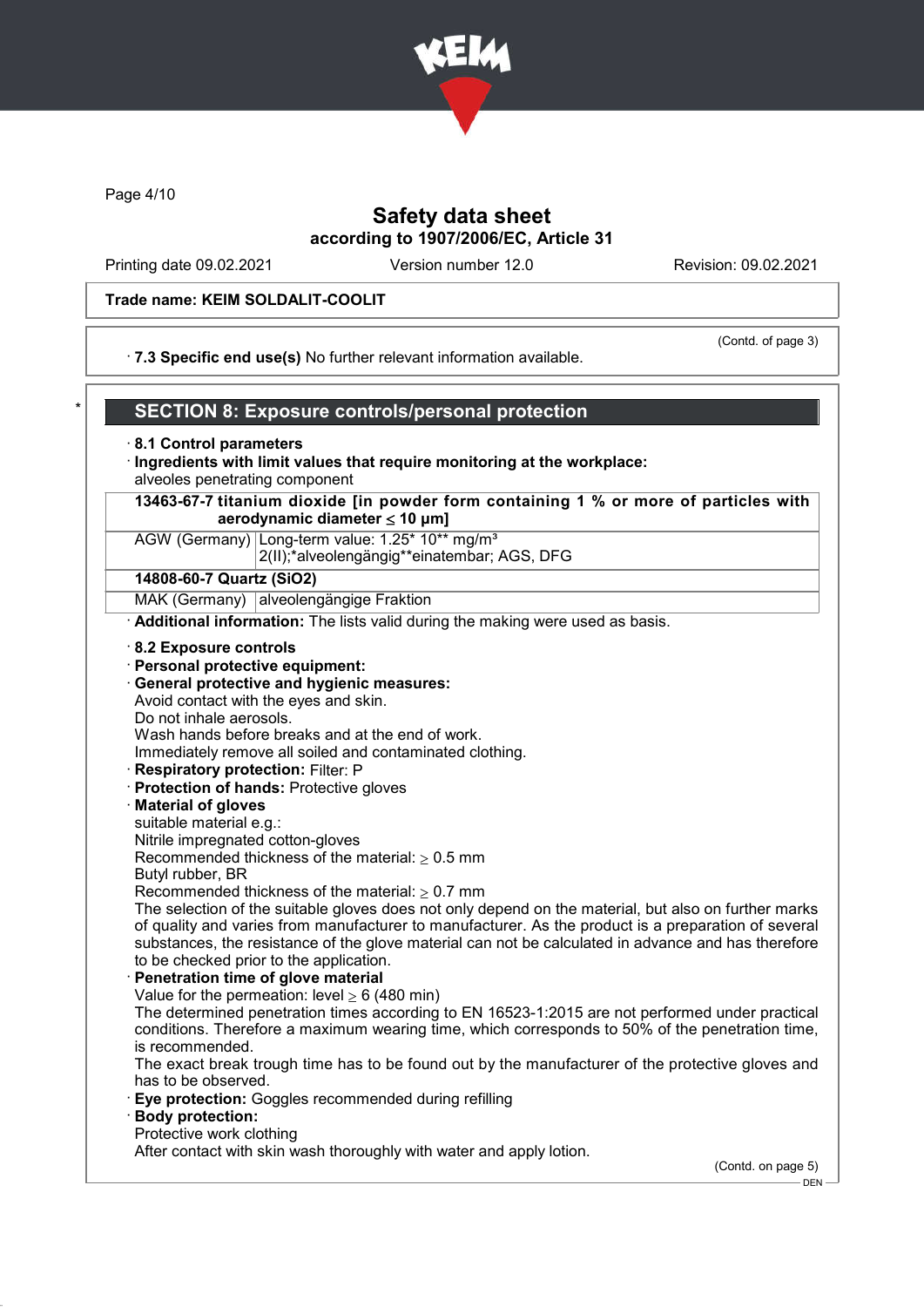**Trade name: KEIM SOLDALIT-COOLIT**

(Contd. of page 3)

· **7.3 Specific end use(s)** No further relevant information available.

## SECTION 8: Exposure controls/personal protection

· **8.1 Control parameters**

· **Ingredients with limit values that require monitoring at the workplace:**
alveoles penetrating component

| **13463-67-7 titanium dioxide [in powder form containing 1 % or more of particles with aerodynamic diameter ≤ 10 μm]** | |
|---|---|
| AGW (Germany) | Long-term value: 1.25* 10** mg/m³<br>2(II);*alveolengängig**einatembar; AGS, DFG |
| **14808-60-7 Quartz ($SiO_2$)** | |
| MAK (Germany) | alveolengängige Fraktion |

· **Additional information:** The lists valid during the making were used as basis.

· **8.2 Exposure controls**

· **Personal protective equipment:**

· **General protective and hygienic measures:**
Avoid contact with the eyes and skin.
Do not inhale aerosols.
Wash hands before breaks and at the end of work.
Immediately remove all soiled and contaminated clothing.

· **Respiratory protection:** Filter: P

· **Protection of hands:** Protective gloves

· **Material of gloves**
suitable material e.g.:
Nitrile impregnated cotton-gloves
Recommended thickness of the material: ≥ 0.5 mm
Butyl rubber, BR
Recommended thickness of the material: ≥ 0.7 mm
The selection of the suitable gloves does not only depend on the material, but also on further marks of quality and varies from manufacturer to manufacturer. As the product is a preparation of several substances, the resistance of the glove material can not be calculated in advance and has therefore to be checked prior to the application.

· **Penetration time of glove material**
Value for the permeation: level ≥ 6 (480 min)
The determined penetration times according to EN 16523-1:2015 are not performed under practical conditions. Therefore a maximum wearing time, which corresponds to 50% of the penetration time, is recommended.
The exact break trough time has to be found out by the manufacturer of the protective gloves and has to be observed.

· **Eye protection:** Goggles recommended during refilling

· **Body protection:**
Protective work clothing
After contact with skin wash thoroughly with water and apply lotion.

(Contd. on page 5)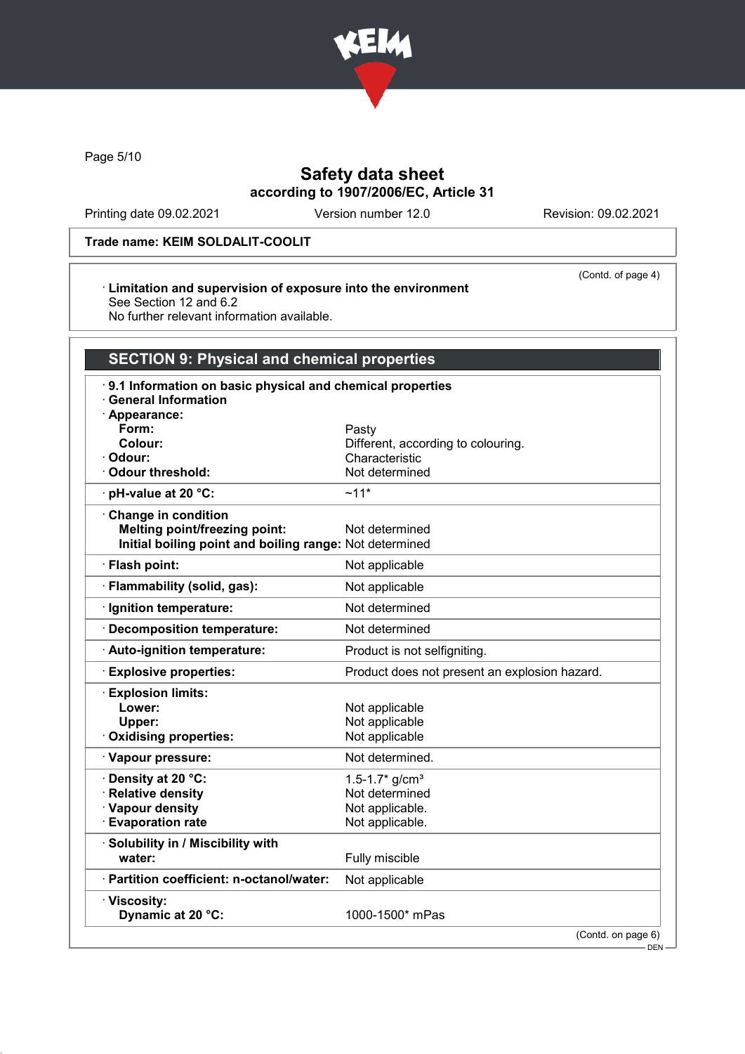Trade name: KEIM SOLDALIT-COOLIT

(Contd. of page 4)

· **Limitation and supervision of exposure into the environment**
See Section 12 and 6.2
No further relevant information available.

## SECTION 9: Physical and chemical properties

· **9.1 Information on basic physical and chemical properties**
· **General Information**

| Property | Value |
|---|---|
| · **Appearance:** | |
| **Form:** | Pasty |
| **Colour:** | Different, according to colouring. |
| · **Odour:** | Characteristic |
| · **Odour threshold:** | Not determined |
| · **pH-value at 20 °C:** | ~11* |
| · **Change in condition** | |
| **Melting point/freezing point:** | Not determined |
| **Initial boiling point and boiling range:** | Not determined |
| · **Flash point:** | Not applicable |
| · **Flammability (solid, gas):** | Not applicable |
| · **Ignition temperature:** | Not determined |
| · **Decomposition temperature:** | Not determined |
| · **Auto-ignition temperature:** | Product is not selfigniting. |
| · **Explosive properties:** | Product does not present an explosion hazard. |
| · **Explosion limits:** | |
| **Lower:** | Not applicable |
| **Upper:** | Not applicable |
| · **Oxidising properties:** | Not applicable |
| · **Vapour pressure:** | Not determined. |
| · **Density at 20 °C:** | 1.5-1.7* g/cm³ |
| · **Relative density** | Not determined |
| · **Vapour density** | Not applicable. |
| · **Evaporation rate** | Not applicable. |
| · **Solubility in / Miscibility with** | |
| **water:** | Fully miscible |
| · **Partition coefficient: n-octanol/water:** | Not applicable |
| · **Viscosity:** | |
| **Dynamic at 20 °C:** | 1000-1500* mPas |

(Contd. on page 6)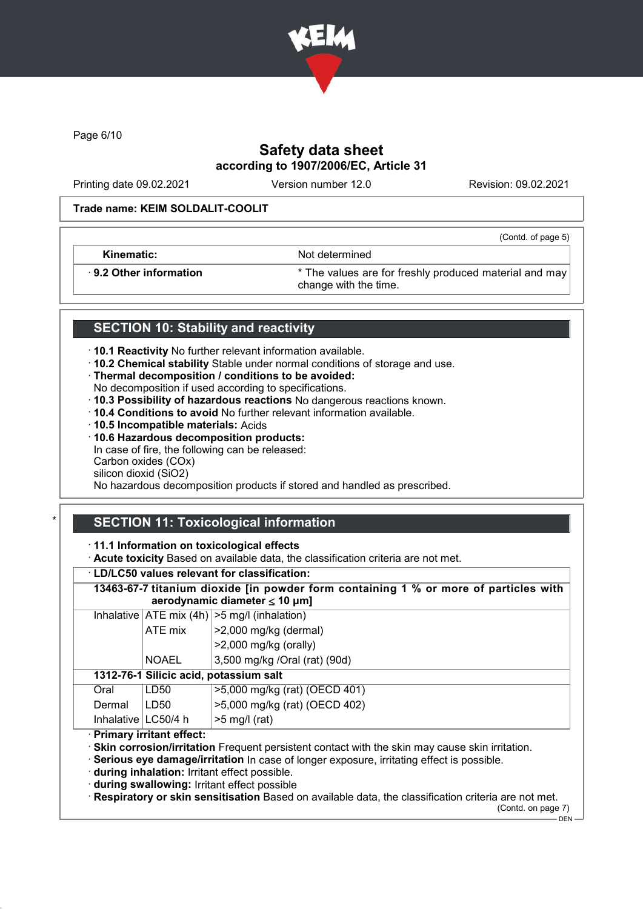**Safety data sheet**
**according to 1907/2006/EC, Article 31**

Printing date 09.02.2021 | Version number 12.0 | Revision: 09.02.2021

**Trade name: KEIM SOLDALIT-COOLIT**

(Contd. of page 5)

| | |
|---|---|
| **Kinematic:** | Not determined |
| · **9.2 Other information** | * The values are for freshly produced material and may change with the time. |

## SECTION 10: Stability and reactivity

· **10.1 Reactivity** No further relevant information available.
· **10.2 Chemical stability** Stable under normal conditions of storage and use.
· **Thermal decomposition / conditions to be avoided:**
No decomposition if used according to specifications.
· **10.3 Possibility of hazardous reactions** No dangerous reactions known.
· **10.4 Conditions to avoid** No further relevant information available.
· **10.5 Incompatible materials:** Acids
· **10.6 Hazardous decomposition products:**
In case of fire, the following can be released:
Carbon oxides (COx)
silicon dioxid ($SiO_2$)
No hazardous decomposition products if stored and handled as prescribed.

## * SECTION 11: Toxicological information

· **11.1 Information on toxicological effects**
· **Acute toxicity** Based on available data, the classification criteria are not met.

· **LD/LC50 values relevant for classification:**

| | | |
|---|---|---|
| **13463-67-7 titanium dioxide [in powder form containing 1 % or more of particles with aerodynamic diameter ≤ 10 μm]** | | |
| Inhalative | ATE mix (4h) | >5 mg/l (inhalation) |
| | ATE mix | >2,000 mg/kg (dermal) |
| | | >2,000 mg/kg (orally) |
| | NOAEL | 3,500 mg/kg /Oral (rat) (90d) |
| **1312-76-1 Silicic acid, potassium salt** | | |
| Oral | LD50 | >5,000 mg/kg (rat) (OECD 401) |
| Dermal | LD50 | >5,000 mg/kg (rat) (OECD 402) |
| Inhalative | LC50/4 h | >5 mg/l (rat) |

· **Primary irritant effect:**
· **Skin corrosion/irritation** Frequent persistent contact with the skin may cause skin irritation.
· **Serious eye damage/irritation** In case of longer exposure, irritating effect is possible.
· **during inhalation:** Irritant effect possible.
· **during swallowing:** Irritant effect possible
· **Respiratory or skin sensitisation** Based on available data, the classification criteria are not met.

(Contd. on page 7)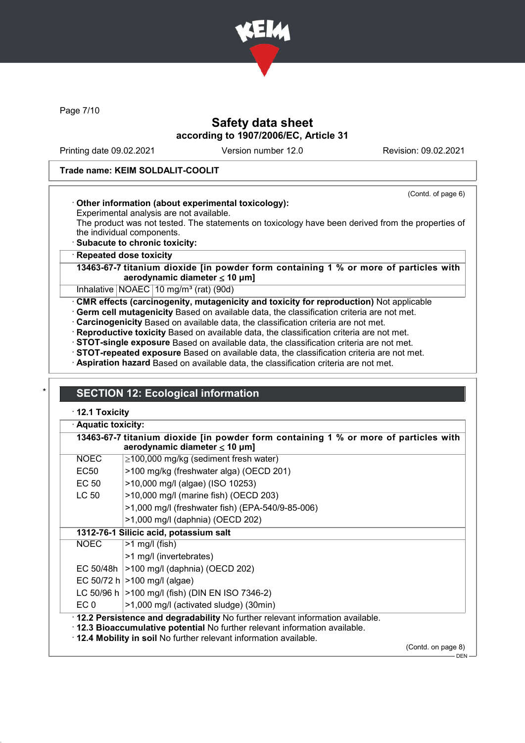Page 7/10

# Safety data sheet
**according to 1907/2006/EC, Article 31**

Printing date 09.02.2021 | Version number 12.0 | Revision: 09.02.2021

**Trade name: KEIM SOLDALIT-COOLIT**

(Contd. of page 6)

· **Other information (about experimental toxicology):**
Experimental analysis are not available.
The product was not tested. The statements on toxicology have been derived from the properties of the individual components.

· **Subacute to chronic toxicity:**

| · **Repeated dose toxicity** | | |
|---|---|---|
| **13463-67-7 titanium dioxide [in powder form containing 1 % or more of particles with aerodynamic diameter ≤ 10 μm]** | | |
| Inhalative | NOAEC | 10 mg/m³ (rat) (90d) |

· **CMR effects (carcinogenity, mutagenicity and toxicity for reproduction)** Not applicable
· **Germ cell mutagenicity** Based on available data, the classification criteria are not met.
· **Carcinogenicity** Based on available data, the classification criteria are not met.
· **Reproductive toxicity** Based on available data, the classification criteria are not met.
· **STOT-single exposure** Based on available data, the classification criteria are not met.
· **STOT-repeated exposure** Based on available data, the classification criteria are not met.
· **Aspiration hazard** Based on available data, the classification criteria are not met.

## SECTION 12: Ecological information

· **12.1 Toxicity**

| · **Aquatic toxicity:** | |
|---|---|
| **13463-67-7 titanium dioxide [in powder form containing 1 % or more of particles with aerodynamic diameter ≤ 10 μm]** | |
| NOEC | ≥100,000 mg/kg (sediment fresh water) |
| EC50 | >100 mg/kg (freshwater alga) (OECD 201) |
| EC 50 | >10,000 mg/l (algae) (ISO 10253) |
| LC 50 | >10,000 mg/l (marine fish) (OECD 203) |
| | >1,000 mg/l (freshwater fish) (EPA-540/9-85-006) |
| | >1,000 mg/l (daphnia) (OECD 202) |
| **1312-76-1 Silicic acid, potassium salt** | |
| NOEC | >1 mg/l (fish) |
| | >1 mg/l (invertebrates) |
| EC 50/48h | >100 mg/l (daphnia) (OECD 202) |
| EC 50/72 h | >100 mg/l (algae) |
| LC 50/96 h | >100 mg/l (fish) (DIN EN ISO 7346-2) |
| EC 0 | >1,000 mg/l (activated sludge) (30min) |

· **12.2 Persistence and degradability** No further relevant information available.
· **12.3 Bioaccumulative potential** No further relevant information available.
· **12.4 Mobility in soil** No further relevant information available.

(Contd. on page 8)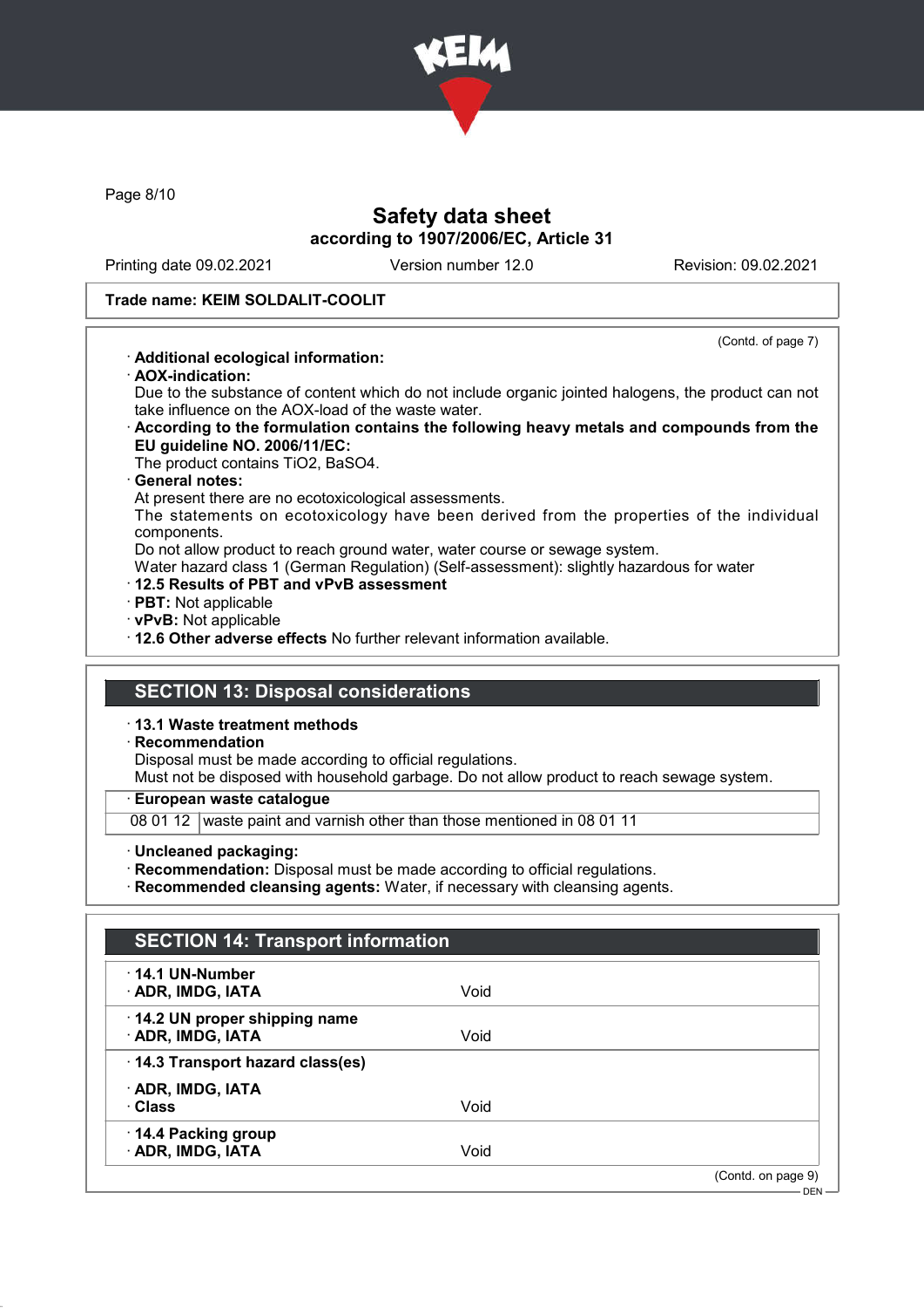Trade name: KEIM SOLDALIT-COOLIT

(Contd. of page 7)

· **Additional ecological information:**
· **AOX-indication:**
Due to the substance of content which do not include organic jointed halogens, the product can not take influence on the AOX-load of the waste water.
· **According to the formulation contains the following heavy metals and compounds from the EU guideline NO. 2006/11/EC:**
The product contains $TiO_2$, $BaSO_4$.
· **General notes:**
At present there are no ecotoxicological assessments.
The statements on ecotoxicology have been derived from the properties of the individual components.
Do not allow product to reach ground water, water course or sewage system.
Water hazard class 1 (German Regulation) (Self-assessment): slightly hazardous for water
· **12.5 Results of PBT and vPvB assessment**
· **PBT:** Not applicable
· **vPvB:** Not applicable
· **12.6 Other adverse effects** No further relevant information available.

## SECTION 13: Disposal considerations

· **13.1 Waste treatment methods**
· **Recommendation**
Disposal must be made according to official regulations.
Must not be disposed with household garbage. Do not allow product to reach sewage system.

· **European waste catalogue**

| | |
|---|---|
| 08 01 12 | waste paint and varnish other than those mentioned in 08 01 11 |

· **Uncleaned packaging:**
· **Recommendation:** Disposal must be made according to official regulations.
· **Recommended cleansing agents:** Water, if necessary with cleansing agents.

## SECTION 14: Transport information

| | |
|---|---|
| · **14.1 UN-Number** | |
| · **ADR, IMDG, IATA** | Void |
| · **14.2 UN proper shipping name** | |
| · **ADR, IMDG, IATA** | Void |
| · **14.3 Transport hazard class(es)** | |
| · **ADR, IMDG, IATA** | |
| · **Class** | Void |
| · **14.4 Packing group** | |
| · **ADR, IMDG, IATA** | Void |

(Contd. on page 9)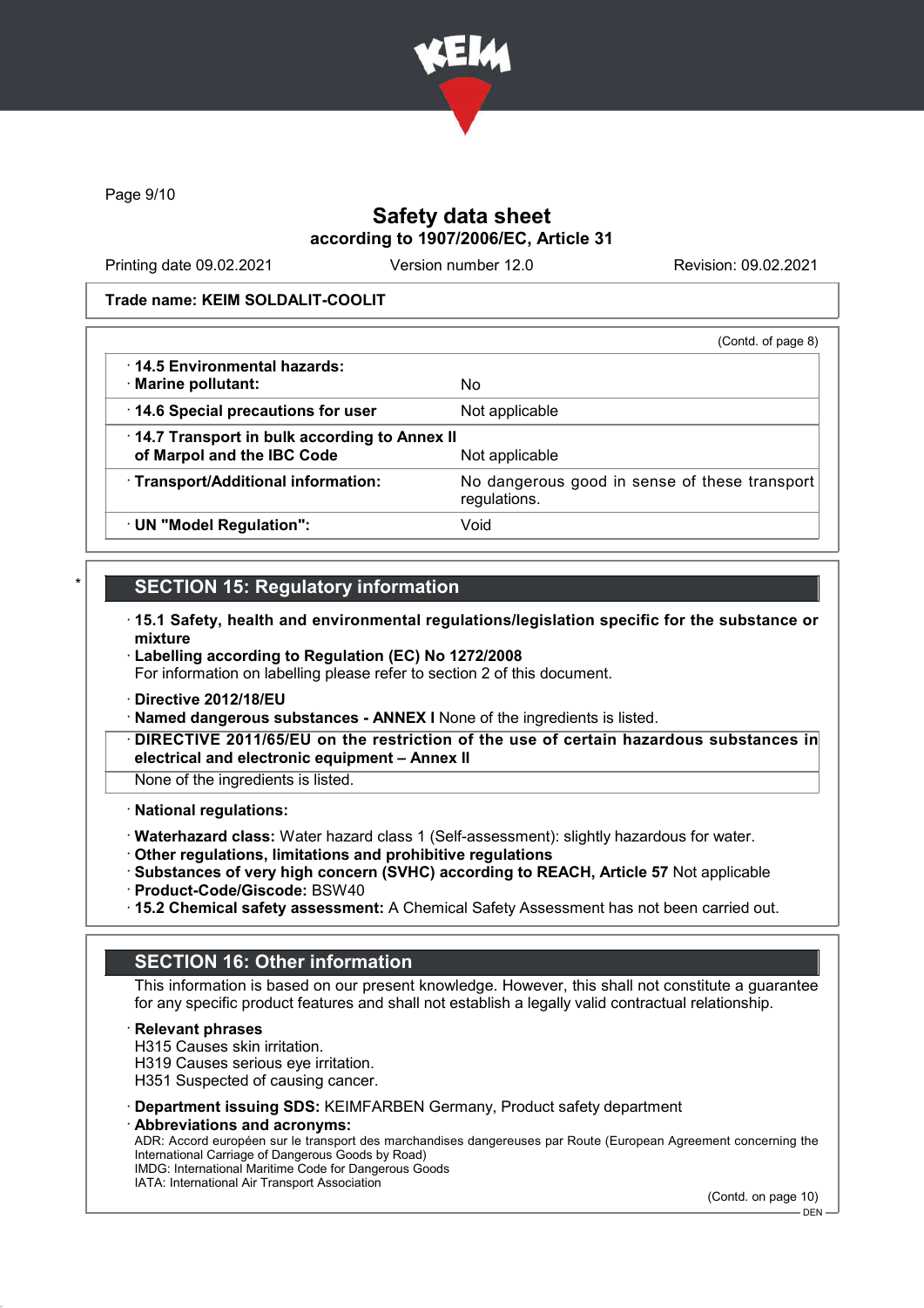Safety data sheet
according to 1907/2006/EC, Article 31

Printing date 09.02.2021 | Version number 12.0 | Revision: 09.02.2021

**Trade name: KEIM SOLDALIT-COOLIT**

(Contd. of page 8)

| | |
|---|---|
| · **14.5 Environmental hazards:** · **Marine pollutant:** | No |
| · **14.6 Special precautions for user** | Not applicable |
| · **14.7 Transport in bulk according to Annex II of Marpol and the IBC Code** | Not applicable |
| · **Transport/Additional information:** | No dangerous good in sense of these transport regulations. |
| · **UN "Model Regulation":** | Void |

## SECTION 15: Regulatory information

· **15.1 Safety, health and environmental regulations/legislation specific for the substance or mixture**
· **Labelling according to Regulation (EC) No 1272/2008**
For information on labelling please refer to section 2 of this document.

· **Directive 2012/18/EU**
· **Named dangerous substances - ANNEX I** None of the ingredients is listed.

· **DIRECTIVE 2011/65/EU on the restriction of the use of certain hazardous substances in electrical and electronic equipment – Annex II**
None of the ingredients is listed.

· **National regulations:**

· **Waterhazard class:** Water hazard class 1 (Self-assessment): slightly hazardous for water.
· **Other regulations, limitations and prohibitive regulations**
· **Substances of very high concern (SVHC) according to REACH, Article 57** Not applicable
· **Product-Code/Giscode:** BSW40
· **15.2 Chemical safety assessment:** A Chemical Safety Assessment has not been carried out.

## SECTION 16: Other information

This information is based on our present knowledge. However, this shall not constitute a guarantee for any specific product features and shall not establish a legally valid contractual relationship.

· **Relevant phrases**
H315 Causes skin irritation.
H319 Causes serious eye irritation.
H351 Suspected of causing cancer.

· **Department issuing SDS:** KEIMFARBEN Germany, Product safety department
· **Abbreviations and acronyms:**
ADR: Accord européen sur le transport des marchandises dangereuses par Route (European Agreement concerning the International Carriage of Dangerous Goods by Road)
IMDG: International Maritime Code for Dangerous Goods
IATA: International Air Transport Association

(Contd. on page 10)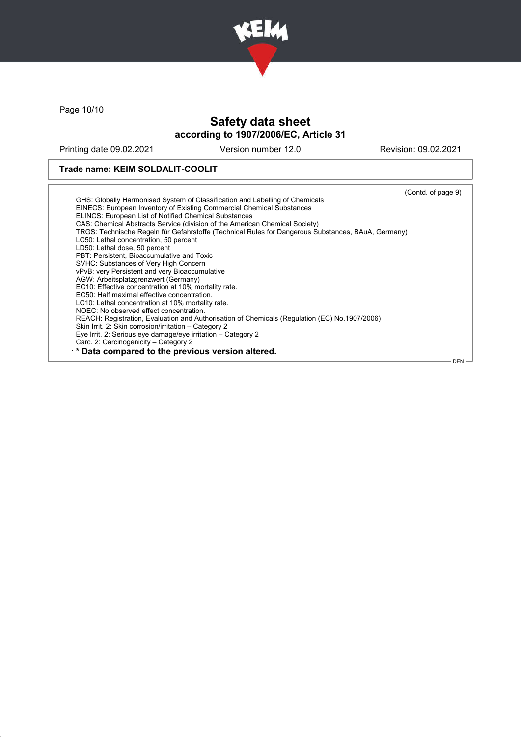# Safety data sheet
## according to 1907/2006/EC, Article 31

Printing date 09.02.2021 Version number 12.0 Revision: 09.02.2021

**Trade name: KEIM SOLDALIT-COOLIT**

(Contd. of page 9)

GHS: Globally Harmonised System of Classification and Labelling of Chemicals
EINECS: European Inventory of Existing Commercial Chemical Substances
ELINCS: European List of Notified Chemical Substances
CAS: Chemical Abstracts Service (division of the American Chemical Society)
TRGS: Technische Regeln für Gefahrstoffe (Technical Rules for Dangerous Substances, BAuA, Germany)
LC50: Lethal concentration, 50 percent
LD50: Lethal dose, 50 percent
PBT: Persistent, Bioaccumulative and Toxic
SVHC: Substances of Very High Concern
vPvB: very Persistent and very Bioaccumulative
AGW: Arbeitsplatzgrenzwert (Germany)
EC10: Effective concentration at 10% mortality rate.
EC50: Half maximal effective concentration.
LC10: Lethal concentration at 10% mortality rate.
NOEC: No observed effect concentration.
REACH: Registration, Evaluation and Authorisation of Chemicals (Regulation (EC) No.1907/2006)
Skin Irrit. 2: Skin corrosion/irritation – Category 2
Eye Irrit. 2: Serious eye damage/eye irritation – Category 2
Carc. 2: Carcinogenicity – Category 2

· **\* Data compared to the previous version altered.**

DEN